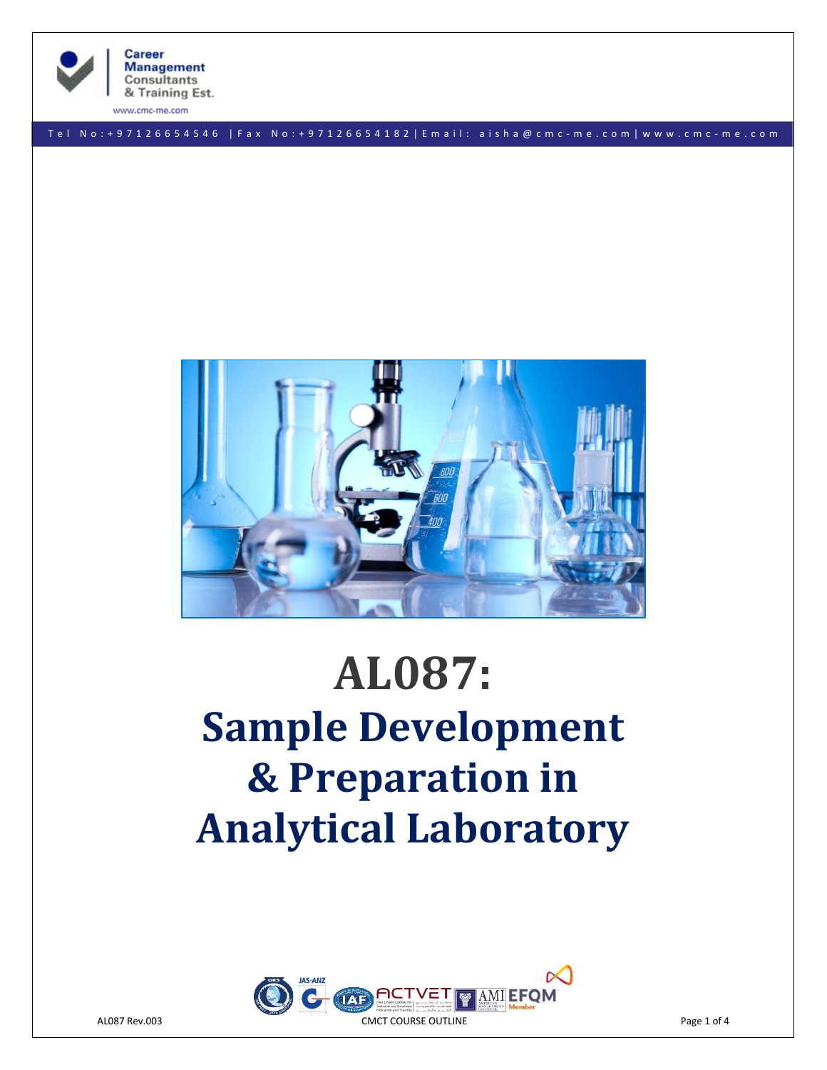# AL087:

# Sample Development & Preparation in Analytical Laboratory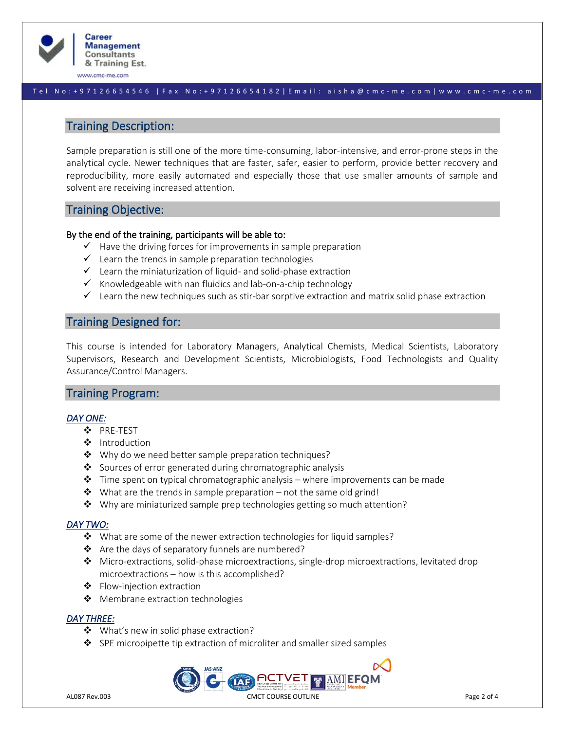## Training Description:

Sample preparation is still one of the more time-consuming, labor-intensive, and error-prone steps in the analytical cycle. Newer techniques that are faster, safer, easier to perform, provide better recovery and reproducibility, more easily automated and especially those that use smaller amounts of sample and solvent are receiving increased attention.

## Training Objective:

**By the end of the training, participants will be able to:**

- ✓ Have the driving forces for improvements in sample preparation
- ✓ Learn the trends in sample preparation technologies
- ✓ Learn the miniaturization of liquid- and solid-phase extraction
- ✓ Knowledgeable with nan fluidics and lab-on-a-chip technology
- ✓ Learn the new techniques such as stir-bar sorptive extraction and matrix solid phase extraction

## Training Designed for:

This course is intended for Laboratory Managers, Analytical Chemists, Medical Scientists, Laboratory Supervisors, Research and Development Scientists, Microbiologists, Food Technologists and Quality Assurance/Control Managers.

## Training Program:

### *DAY ONE:*

- ❖ PRE-TEST
- ❖ Introduction
- ❖ Why do we need better sample preparation techniques?
- ❖ Sources of error generated during chromatographic analysis
- ❖ Time spent on typical chromatographic analysis – where improvements can be made
- ❖ What are the trends in sample preparation – not the same old grind!
- ❖ Why are miniaturized sample prep technologies getting so much attention?

### *DAY TWO:*

- ❖ What are some of the newer extraction technologies for liquid samples?
- ❖ Are the days of separatory funnels are numbered?
- ❖ Micro-extractions, solid-phase microextractions, single-drop microextractions, levitated drop microextractions – how is this accomplished?
- ❖ Flow-injection extraction
- ❖ Membrane extraction technologies

### *DAY THREE:*

- ❖ What's new in solid phase extraction?
- ❖ SPE micropipette tip extraction of microliter and smaller sized samples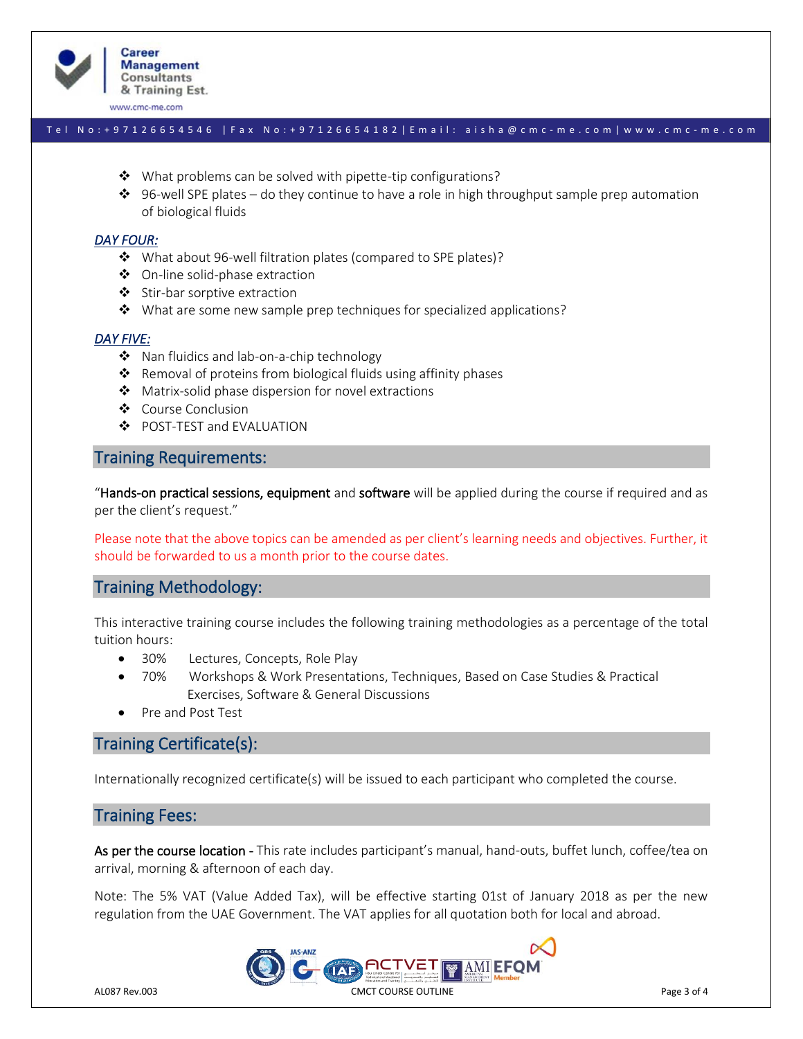- What problems can be solved with pipette-tip configurations?
- 96-well SPE plates – do they continue to have a role in high throughput sample prep automation of biological fluids

***DAY FOUR:***

- What about 96-well filtration plates (compared to SPE plates)?
- On-line solid-phase extraction
- Stir-bar sorptive extraction
- What are some new sample prep techniques for specialized applications?

***DAY FIVE:***

- Nan fluidics and lab-on-a-chip technology
- Removal of proteins from biological fluids using affinity phases
- Matrix-solid phase dispersion for novel extractions
- Course Conclusion
- POST-TEST and EVALUATION

## Training Requirements:

"Hands-on practical sessions, equipment and software will be applied during the course if required and as per the client's request."

Please note that the above topics can be amended as per client's learning needs and objectives. Further, it should be forwarded to us a month prior to the course dates.

## Training Methodology:

This interactive training course includes the following training methodologies as a percentage of the total tuition hours:

- 30% Lectures, Concepts, Role Play
- 70% Workshops & Work Presentations, Techniques, Based on Case Studies & Practical Exercises, Software & General Discussions
- Pre and Post Test

## Training Certificate(s):

Internationally recognized certificate(s) will be issued to each participant who completed the course.

## Training Fees:

As per the course location - This rate includes participant's manual, hand-outs, buffet lunch, coffee/tea on arrival, morning & afternoon of each day.

Note: The 5% VAT (Value Added Tax), will be effective starting 01st of January 2018 as per the new regulation from the UAE Government. The VAT applies for all quotation both for local and abroad.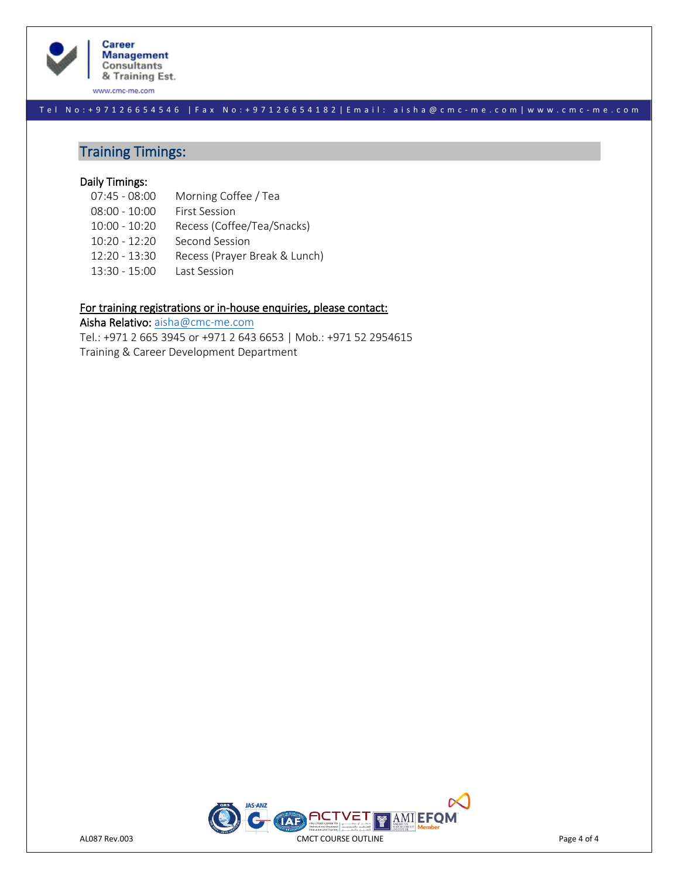## Training Timings:

**Daily Timings:**

| | |
|---|---|
| 07:45 - 08:00 | Morning Coffee / Tea |
| 08:00 - 10:00 | First Session |
| 10:00 - 10:20 | Recess (Coffee/Tea/Snacks) |
| 10:20 - 12:20 | Second Session |
| 12:20 - 13:30 | Recess (Prayer Break & Lunch) |
| 13:30 - 15:00 | Last Session |

**For training registrations or in-house enquiries, please contact:**

Aisha Relativo: aisha@cmc-me.com
Tel.: +971 2 665 3945 or +971 2 643 6653 | Mob.: +971 52 2954615
Training & Career Development Department